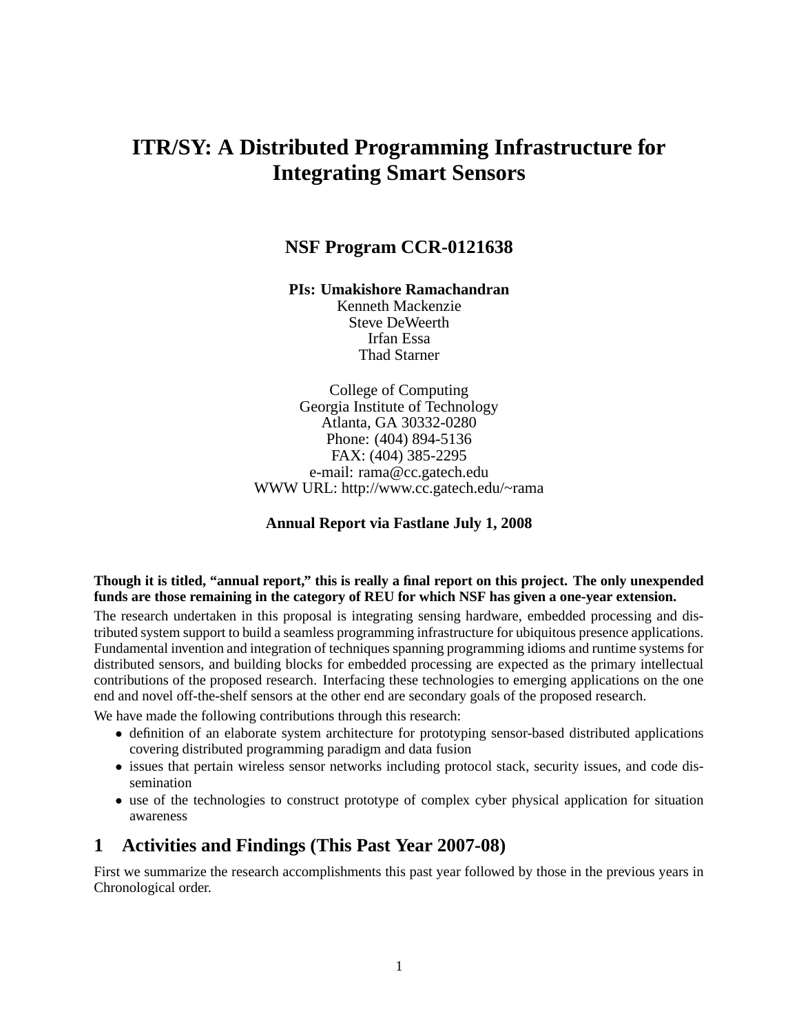# ITR/SY: A Distributed Programming Infrastructure for Integrating Smart Sensors

**NSF Program CCR-0121638**

**PIs: Umakishore Ramachandran**
Kenneth Mackenzie
Steve DeWeerth
Irfan Essa
Thad Starner

College of Computing
Georgia Institute of Technology
Atlanta, GA 30332-0280
Phone: (404) 894-5136
FAX: (404) 385-2295
e-mail: rama@cc.gatech.edu
WWW URL: http://www.cc.gatech.edu/~rama

**Annual Report via Fastlane July 1, 2008**

**Though it is titled, "annual report," this is really a final report on this project. The only unexpended funds are those remaining in the category of REU for which NSF has given a one-year extension.**

The research undertaken in this proposal is integrating sensing hardware, embedded processing and distributed system support to build a seamless programming infrastructure for ubiquitous presence applications. Fundamental invention and integration of techniques spanning programming idioms and runtime systems for distributed sensors, and building blocks for embedded processing are expected as the primary intellectual contributions of the proposed research. Interfacing these technologies to emerging applications on the one end and novel off-the-shelf sensors at the other end are secondary goals of the proposed research.

We have made the following contributions through this research:

- definition of an elaborate system architecture for prototyping sensor-based distributed applications covering distributed programming paradigm and data fusion
- issues that pertain wireless sensor networks including protocol stack, security issues, and code dissemination
- use of the technologies to construct prototype of complex cyber physical application for situation awareness

## 1 Activities and Findings (This Past Year 2007-08)

First we summarize the research accomplishments this past year followed by those in the previous years in Chronological order.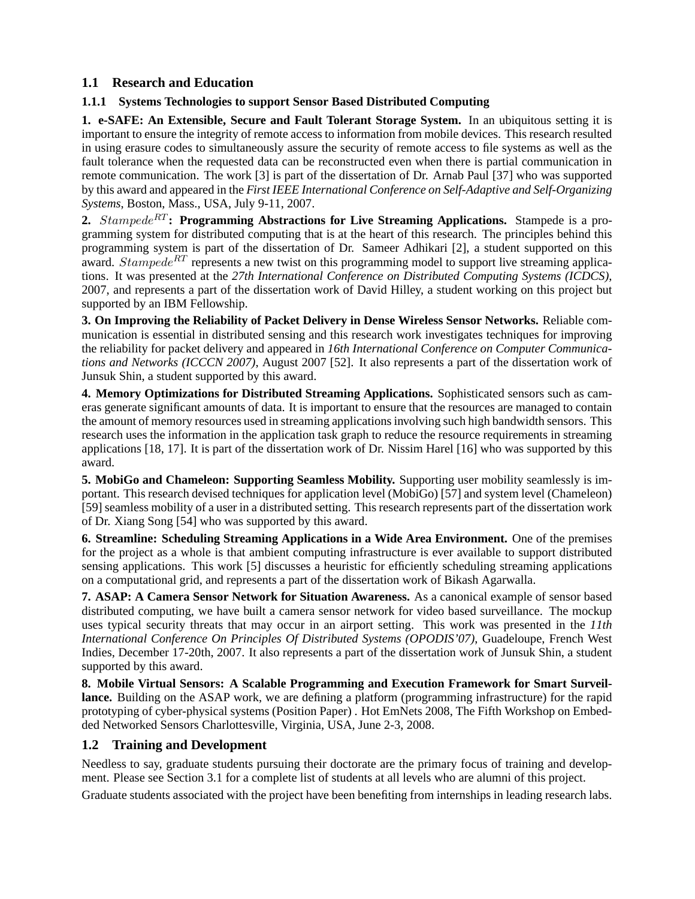## 1.1 Research and Education

### 1.1.1 Systems Technologies to support Sensor Based Distributed Computing

**1. e-SAFE: An Extensible, Secure and Fault Tolerant Storage System.** In an ubiquitous setting it is important to ensure the integrity of remote access to information from mobile devices. This research resulted in using erasure codes to simultaneously assure the security of remote access to file systems as well as the fault tolerance when the requested data can be reconstructed even when there is partial communication in remote communication. The work [3] is part of the dissertation of Dr. Arnab Paul [37] who was supported by this award and appeared in the *First IEEE International Conference on Self-Adaptive and Self-Organizing Systems*, Boston, Mass., USA, July 9-11, 2007.

**2.** $Stampede^{RT}$**: Programming Abstractions for Live Streaming Applications.** Stampede is a programming system for distributed computing that is at the heart of this research. The principles behind this programming system is part of the dissertation of Dr. Sameer Adhikari [2], a student supported on this award. $Stampede^{RT}$ represents a new twist on this programming model to support live streaming applications. It was presented at the *27th International Conference on Distributed Computing Systems (ICDCS)*, 2007, and represents a part of the dissertation work of David Hilley, a student working on this project but supported by an IBM Fellowship.

**3. On Improving the Reliability of Packet Delivery in Dense Wireless Sensor Networks.** Reliable communication is essential in distributed sensing and this research work investigates techniques for improving the reliability for packet delivery and appeared in *16th International Conference on Computer Communications and Networks (ICCCN 2007)*, August 2007 [52]. It also represents a part of the dissertation work of Junsuk Shin, a student supported by this award.

**4. Memory Optimizations for Distributed Streaming Applications.** Sophisticated sensors such as cameras generate significant amounts of data. It is important to ensure that the resources are managed to contain the amount of memory resources used in streaming applications involving such high bandwidth sensors. This research uses the information in the application task graph to reduce the resource requirements in streaming applications [18, 17]. It is part of the dissertation work of Dr. Nissim Harel [16] who was supported by this award.

**5. MobiGo and Chameleon: Supporting Seamless Mobility.** Supporting user mobility seamlessly is important. This research devised techniques for application level (MobiGo) [57] and system level (Chameleon) [59] seamless mobility of a user in a distributed setting. This research represents part of the dissertation work of Dr. Xiang Song [54] who was supported by this award.

**6. Streamline: Scheduling Streaming Applications in a Wide Area Environment.** One of the premises for the project as a whole is that ambient computing infrastructure is ever available to support distributed sensing applications. This work [5] discusses a heuristic for efficiently scheduling streaming applications on a computational grid, and represents a part of the dissertation work of Bikash Agarwalla.

**7. ASAP: A Camera Sensor Network for Situation Awareness.** As a canonical example of sensor based distributed computing, we have built a camera sensor network for video based surveillance. The mockup uses typical security threats that may occur in an airport setting. This work was presented in the *11th International Conference On Principles Of Distributed Systems (OPODIS'07)*, Guadeloupe, French West Indies, December 17-20th, 2007. It also represents a part of the dissertation work of Junsuk Shin, a student supported by this award.

**8. Mobile Virtual Sensors: A Scalable Programming and Execution Framework for Smart Surveillance.** Building on the ASAP work, we are defining a platform (programming infrastructure) for the rapid prototyping of cyber-physical systems (Position Paper) . Hot EmNets 2008, The Fifth Workshop on Embedded Networked Sensors Charlottesville, Virginia, USA, June 2-3, 2008.

## 1.2 Training and Development

Needless to say, graduate students pursuing their doctorate are the primary focus of training and development. Please see Section 3.1 for a complete list of students at all levels who are alumni of this project.

Graduate students associated with the project have been benefiting from internships in leading research labs.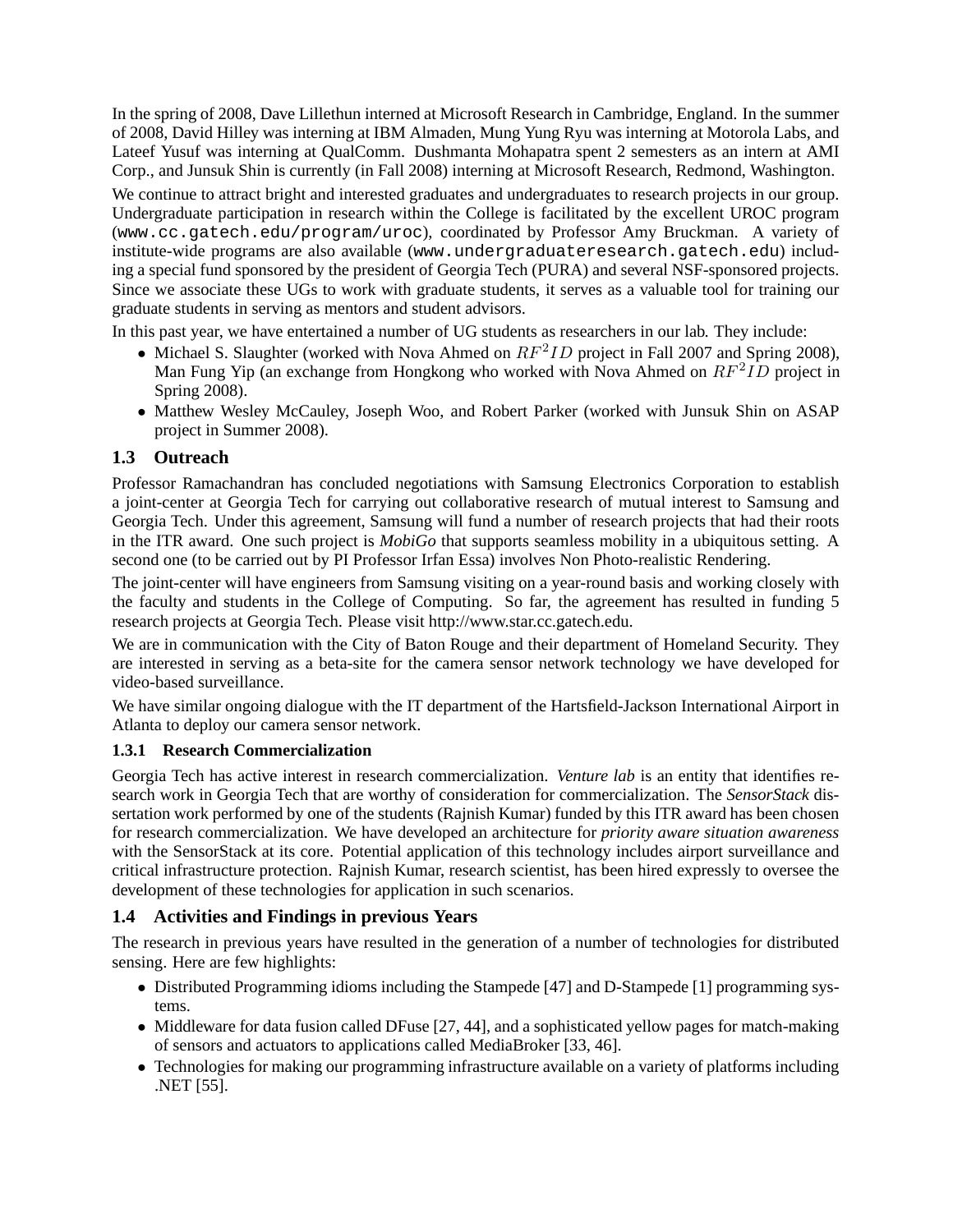In the spring of 2008, Dave Lillethun interned at Microsoft Research in Cambridge, England. In the summer of 2008, David Hilley was interning at IBM Almaden, Mung Yung Ryu was interning at Motorola Labs, and Lateef Yusuf was interning at QualComm. Dushmanta Mohapatra spent 2 semesters as an intern at AMI Corp., and Junsuk Shin is currently (in Fall 2008) interning at Microsoft Research, Redmond, Washington.

We continue to attract bright and interested graduates and undergraduates to research projects in our group. Undergraduate participation in research within the College is facilitated by the excellent UROC program (`www.cc.gatech.edu/program/uroc`), coordinated by Professor Amy Bruckman. A variety of institute-wide programs are also available (`www.undergraduateresearch.gatech.edu`) including a special fund sponsored by the president of Georgia Tech (PURA) and several NSF-sponsored projects. Since we associate these UGs to work with graduate students, it serves as a valuable tool for training our graduate students in serving as mentors and student advisors.

In this past year, we have entertained a number of UG students as researchers in our lab. They include:

- Michael S. Slaughter (worked with Nova Ahmed on $RF^2ID$ project in Fall 2007 and Spring 2008), Man Fung Yip (an exchange from Hongkong who worked with Nova Ahmed on $RF^2ID$ project in Spring 2008).
- Matthew Wesley McCauley, Joseph Woo, and Robert Parker (worked with Junsuk Shin on ASAP project in Summer 2008).

## 1.3 Outreach

Professor Ramachandran has concluded negotiations with Samsung Electronics Corporation to establish a joint-center at Georgia Tech for carrying out collaborative research of mutual interest to Samsung and Georgia Tech. Under this agreement, Samsung will fund a number of research projects that had their roots in the ITR award. One such project is *MobiGo* that supports seamless mobility in a ubiquitous setting. A second one (to be carried out by PI Professor Irfan Essa) involves Non Photo-realistic Rendering.

The joint-center will have engineers from Samsung visiting on a year-round basis and working closely with the faculty and students in the College of Computing. So far, the agreement has resulted in funding 5 research projects at Georgia Tech. Please visit http://www.star.cc.gatech.edu.

We are in communication with the City of Baton Rouge and their department of Homeland Security. They are interested in serving as a beta-site for the camera sensor network technology we have developed for video-based surveillance.

We have similar ongoing dialogue with the IT department of the Hartsfield-Jackson International Airport in Atlanta to deploy our camera sensor network.

### 1.3.1 Research Commercialization

Georgia Tech has active interest in research commercialization. *Venture lab* is an entity that identifies research work in Georgia Tech that are worthy of consideration for commercialization. The *SensorStack* dissertation work performed by one of the students (Rajnish Kumar) funded by this ITR award has been chosen for research commercialization. We have developed an architecture for *priority aware situation awareness* with the SensorStack at its core. Potential application of this technology includes airport surveillance and critical infrastructure protection. Rajnish Kumar, research scientist, has been hired expressly to oversee the development of these technologies for application in such scenarios.

## 1.4 Activities and Findings in previous Years

The research in previous years have resulted in the generation of a number of technologies for distributed sensing. Here are few highlights:

- Distributed Programming idioms including the Stampede [47] and D-Stampede [1] programming systems.
- Middleware for data fusion called DFuse [27, 44], and a sophisticated yellow pages for match-making of sensors and actuators to applications called MediaBroker [33, 46].
- Technologies for making our programming infrastructure available on a variety of platforms including .NET [55].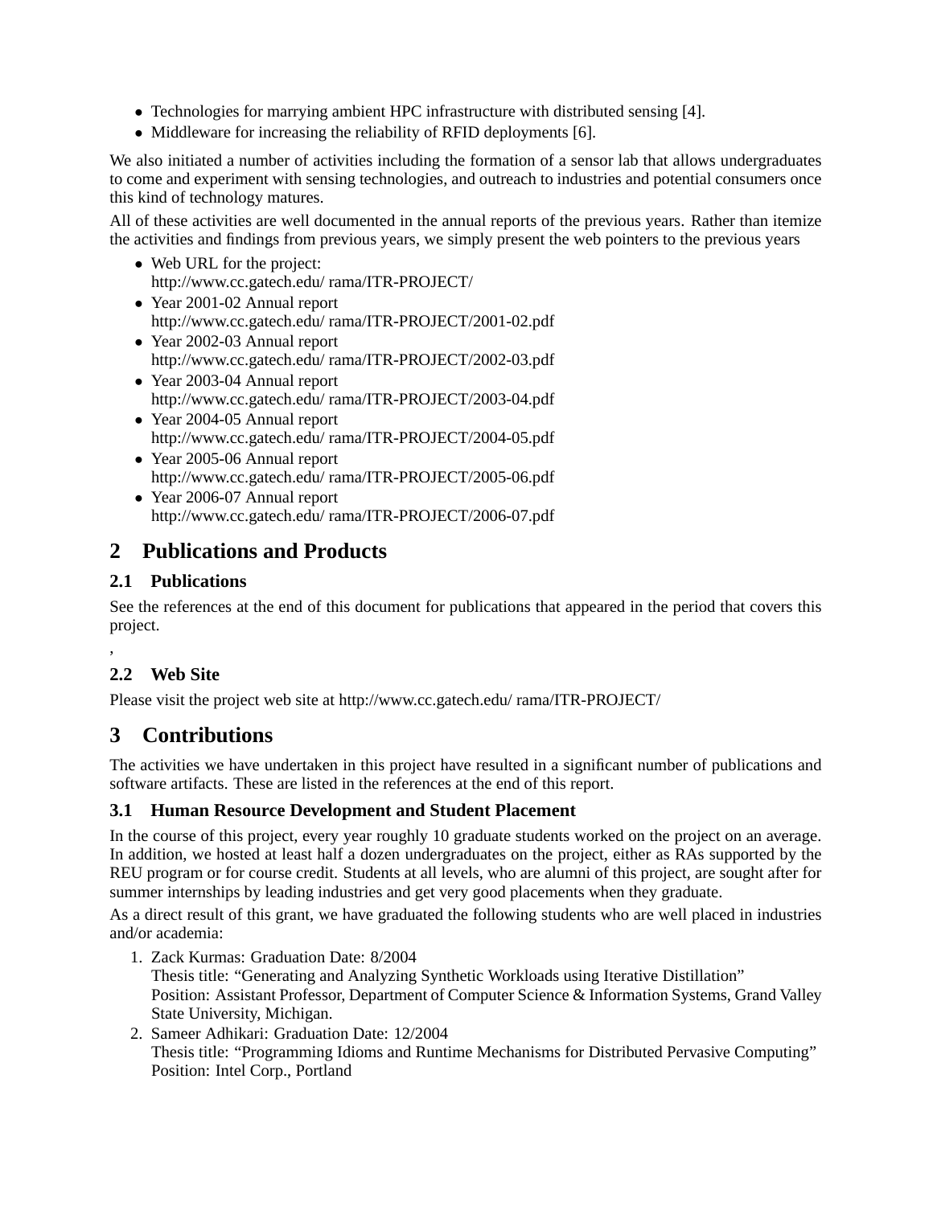- Technologies for marrying ambient HPC infrastructure with distributed sensing [4].
- Middleware for increasing the reliability of RFID deployments [6].

We also initiated a number of activities including the formation of a sensor lab that allows undergraduates to come and experiment with sensing technologies, and outreach to industries and potential consumers once this kind of technology matures.

All of these activities are well documented in the annual reports of the previous years. Rather than itemize the activities and findings from previous years, we simply present the web pointers to the previous years

- Web URL for the project:
  http://www.cc.gatech.edu/ rama/ITR-PROJECT/
- Year 2001-02 Annual report
  http://www.cc.gatech.edu/ rama/ITR-PROJECT/2001-02.pdf
- Year 2002-03 Annual report
  http://www.cc.gatech.edu/ rama/ITR-PROJECT/2002-03.pdf
- Year 2003-04 Annual report
  http://www.cc.gatech.edu/ rama/ITR-PROJECT/2003-04.pdf
- Year 2004-05 Annual report
  http://www.cc.gatech.edu/ rama/ITR-PROJECT/2004-05.pdf
- Year 2005-06 Annual report
  http://www.cc.gatech.edu/ rama/ITR-PROJECT/2005-06.pdf
- Year 2006-07 Annual report
  http://www.cc.gatech.edu/ rama/ITR-PROJECT/2006-07.pdf

# 2 Publications and Products

## 2.1 Publications

See the references at the end of this document for publications that appeared in the period that covers this project.

,

## 2.2 Web Site

Please visit the project web site at http://www.cc.gatech.edu/ rama/ITR-PROJECT/

# 3 Contributions

The activities we have undertaken in this project have resulted in a significant number of publications and software artifacts. These are listed in the references at the end of this report.

## 3.1 Human Resource Development and Student Placement

In the course of this project, every year roughly 10 graduate students worked on the project on an average. In addition, we hosted at least half a dozen undergraduates on the project, either as RAs supported by the REU program or for course credit. Students at all levels, who are alumni of this project, are sought after for summer internships by leading industries and get very good placements when they graduate.

As a direct result of this grant, we have graduated the following students who are well placed in industries and/or academia:

1. Zack Kurmas: Graduation Date: 8/2004
   Thesis title: "Generating and Analyzing Synthetic Workloads using Iterative Distillation"
   Position: Assistant Professor, Department of Computer Science & Information Systems, Grand Valley State University, Michigan.
2. Sameer Adhikari: Graduation Date: 12/2004
   Thesis title: "Programming Idioms and Runtime Mechanisms for Distributed Pervasive Computing"
   Position: Intel Corp., Portland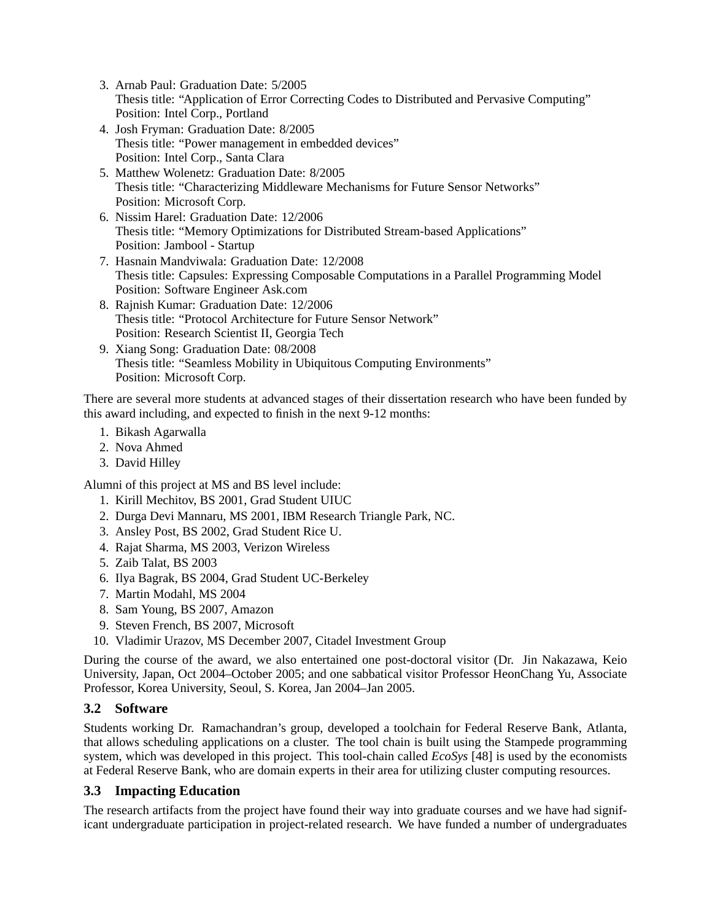3. Arnab Paul: Graduation Date: 5/2005
   Thesis title: "Application of Error Correcting Codes to Distributed and Pervasive Computing"
   Position: Intel Corp., Portland
4. Josh Fryman: Graduation Date: 8/2005
   Thesis title: "Power management in embedded devices"
   Position: Intel Corp., Santa Clara
5. Matthew Wolenetz: Graduation Date: 8/2005
   Thesis title: "Characterizing Middleware Mechanisms for Future Sensor Networks"
   Position: Microsoft Corp.
6. Nissim Harel: Graduation Date: 12/2006
   Thesis title: "Memory Optimizations for Distributed Stream-based Applications"
   Position: Jambool - Startup
7. Hasnain Mandviwala: Graduation Date: 12/2008
   Thesis title: Capsules: Expressing Composable Computations in a Parallel Programming Model
   Position: Software Engineer Ask.com
8. Rajnish Kumar: Graduation Date: 12/2006
   Thesis title: "Protocol Architecture for Future Sensor Network"
   Position: Research Scientist II, Georgia Tech
9. Xiang Song: Graduation Date: 08/2008
   Thesis title: "Seamless Mobility in Ubiquitous Computing Environments"
   Position: Microsoft Corp.

There are several more students at advanced stages of their dissertation research who have been funded by this award including, and expected to finish in the next 9-12 months:

1. Bikash Agarwalla
2. Nova Ahmed
3. David Hilley

Alumni of this project at MS and BS level include:

1. Kirill Mechitov, BS 2001, Grad Student UIUC
2. Durga Devi Mannaru, MS 2001, IBM Research Triangle Park, NC.
3. Ansley Post, BS 2002, Grad Student Rice U.
4. Rajat Sharma, MS 2003, Verizon Wireless
5. Zaib Talat, BS 2003
6. Ilya Bagrak, BS 2004, Grad Student UC-Berkeley
7. Martin Modahl, MS 2004
8. Sam Young, BS 2007, Amazon
9. Steven French, BS 2007, Microsoft
10. Vladimir Urazov, MS December 2007, Citadel Investment Group

During the course of the award, we also entertained one post-doctoral visitor (Dr. Jin Nakazawa, Keio University, Japan, Oct 2004–October 2005; and one sabbatical visitor Professor HeonChang Yu, Associate Professor, Korea University, Seoul, S. Korea, Jan 2004–Jan 2005.

### 3.2 Software

Students working Dr. Ramachandran's group, developed a toolchain for Federal Reserve Bank, Atlanta, that allows scheduling applications on a cluster. The tool chain is built using the Stampede programming system, which was developed in this project. This tool-chain called *EcoSys* [48] is used by the economists at Federal Reserve Bank, who are domain experts in their area for utilizing cluster computing resources.

### 3.3 Impacting Education

The research artifacts from the project have found their way into graduate courses and we have had significant undergraduate participation in project-related research. We have funded a number of undergraduates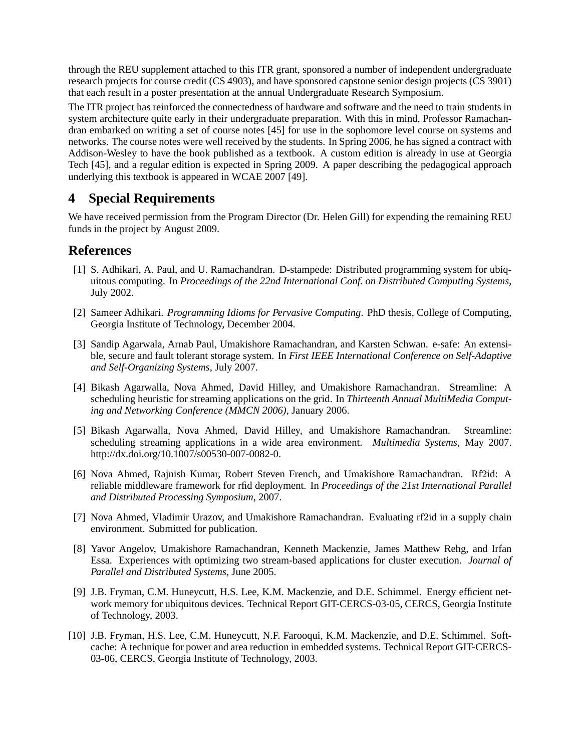through the REU supplement attached to this ITR grant, sponsored a number of independent undergraduate research projects for course credit (CS 4903), and have sponsored capstone senior design projects (CS 3901) that each result in a poster presentation at the annual Undergraduate Research Symposium.

The ITR project has reinforced the connectedness of hardware and software and the need to train students in system architecture quite early in their undergraduate preparation. With this in mind, Professor Ramachandran embarked on writing a set of course notes [45] for use in the sophomore level course on systems and networks. The course notes were well received by the students. In Spring 2006, he has signed a contract with Addison-Wesley to have the book published as a textbook. A custom edition is already in use at Georgia Tech [45], and a regular edition is expected in Spring 2009. A paper describing the pedagogical approach underlying this textbook is appeared in WCAE 2007 [49].

## 4 Special Requirements

We have received permission from the Program Director (Dr. Helen Gill) for expending the remaining REU funds in the project by August 2009.

## References

[1] S. Adhikari, A. Paul, and U. Ramachandran. D-stampede: Distributed programming system for ubiquitous computing. In *Proceedings of the 22nd International Conf. on Distributed Computing Systems*, July 2002.

[2] Sameer Adhikari. *Programming Idioms for Pervasive Computing*. PhD thesis, College of Computing, Georgia Institute of Technology, December 2004.

[3] Sandip Agarwala, Arnab Paul, Umakishore Ramachandran, and Karsten Schwan. e-safe: An extensible, secure and fault tolerant storage system. In *First IEEE International Conference on Self-Adaptive and Self-Organizing Systems*, July 2007.

[4] Bikash Agarwalla, Nova Ahmed, David Hilley, and Umakishore Ramachandran. Streamline: A scheduling heuristic for streaming applications on the grid. In *Thirteenth Annual MultiMedia Computing and Networking Conference (MMCN 2006)*, January 2006.

[5] Bikash Agarwalla, Nova Ahmed, David Hilley, and Umakishore Ramachandran. Streamline: scheduling streaming applications in a wide area environment. *Multimedia Systems*, May 2007. http://dx.doi.org/10.1007/s00530-007-0082-0.

[6] Nova Ahmed, Rajnish Kumar, Robert Steven French, and Umakishore Ramachandran. Rf2id: A reliable middleware framework for rfid deployment. In *Proceedings of the 21st International Parallel and Distributed Processing Symposium*, 2007.

[7] Nova Ahmed, Vladimir Urazov, and Umakishore Ramachandran. Evaluating rf2id in a supply chain environment. Submitted for publication.

[8] Yavor Angelov, Umakishore Ramachandran, Kenneth Mackenzie, James Matthew Rehg, and Irfan Essa. Experiences with optimizing two stream-based applications for cluster execution. *Journal of Parallel and Distributed Systems*, June 2005.

[9] J.B. Fryman, C.M. Huneycutt, H.S. Lee, K.M. Mackenzie, and D.E. Schimmel. Energy efficient network memory for ubiquitous devices. Technical Report GIT-CERCS-03-05, CERCS, Georgia Institute of Technology, 2003.

[10] J.B. Fryman, H.S. Lee, C.M. Huneycutt, N.F. Farooqui, K.M. Mackenzie, and D.E. Schimmel. Softcache: A technique for power and area reduction in embedded systems. Technical Report GIT-CERCS-03-06, CERCS, Georgia Institute of Technology, 2003.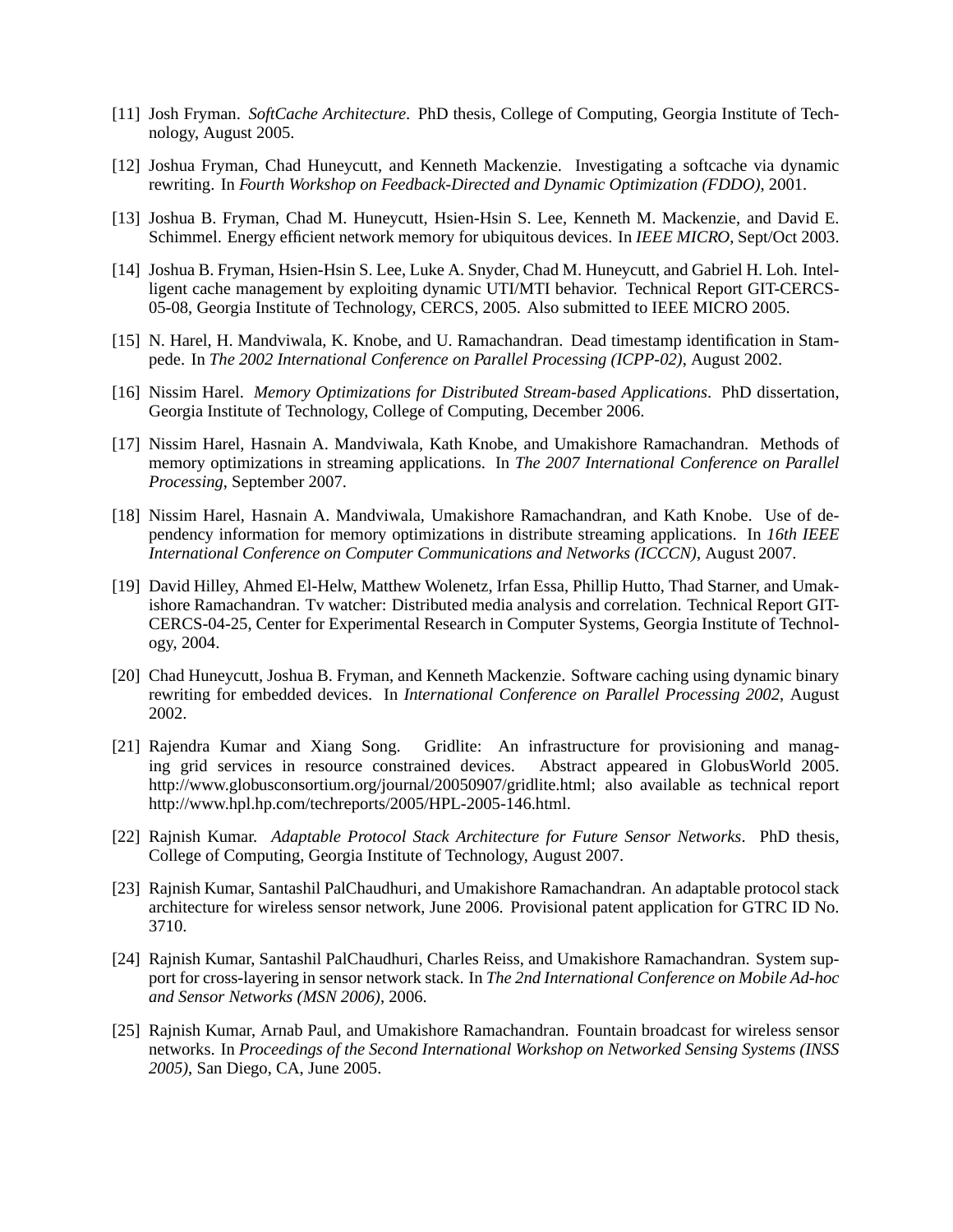[11] Josh Fryman. *SoftCache Architecture*. PhD thesis, College of Computing, Georgia Institute of Technology, August 2005.

[12] Joshua Fryman, Chad Huneycutt, and Kenneth Mackenzie. Investigating a softcache via dynamic rewriting. In *Fourth Workshop on Feedback-Directed and Dynamic Optimization (FDDO)*, 2001.

[13] Joshua B. Fryman, Chad M. Huneycutt, Hsien-Hsin S. Lee, Kenneth M. Mackenzie, and David E. Schimmel. Energy efficient network memory for ubiquitous devices. In *IEEE MICRO*, Sept/Oct 2003.

[14] Joshua B. Fryman, Hsien-Hsin S. Lee, Luke A. Snyder, Chad M. Huneycutt, and Gabriel H. Loh. Intelligent cache management by exploiting dynamic UTI/MTI behavior. Technical Report GIT-CERCS-05-08, Georgia Institute of Technology, CERCS, 2005. Also submitted to IEEE MICRO 2005.

[15] N. Harel, H. Mandviwala, K. Knobe, and U. Ramachandran. Dead timestamp identification in Stampede. In *The 2002 International Conference on Parallel Processing (ICPP-02)*, August 2002.

[16] Nissim Harel. *Memory Optimizations for Distributed Stream-based Applications*. PhD dissertation, Georgia Institute of Technology, College of Computing, December 2006.

[17] Nissim Harel, Hasnain A. Mandviwala, Kath Knobe, and Umakishore Ramachandran. Methods of memory optimizations in streaming applications. In *The 2007 International Conference on Parallel Processing*, September 2007.

[18] Nissim Harel, Hasnain A. Mandviwala, Umakishore Ramachandran, and Kath Knobe. Use of dependency information for memory optimizations in distribute streaming applications. In *16th IEEE International Conference on Computer Communications and Networks (ICCCN)*, August 2007.

[19] David Hilley, Ahmed El-Helw, Matthew Wolenetz, Irfan Essa, Phillip Hutto, Thad Starner, and Umakishore Ramachandran. Tv watcher: Distributed media analysis and correlation. Technical Report GIT-CERCS-04-25, Center for Experimental Research in Computer Systems, Georgia Institute of Technology, 2004.

[20] Chad Huneycutt, Joshua B. Fryman, and Kenneth Mackenzie. Software caching using dynamic binary rewriting for embedded devices. In *International Conference on Parallel Processing 2002*, August 2002.

[21] Rajendra Kumar and Xiang Song. Gridlite: An infrastructure for provisioning and managing grid services in resource constrained devices. Abstract appeared in GlobusWorld 2005. http://www.globusconsortium.org/journal/20050907/gridlite.html; also available as technical report http://www.hpl.hp.com/techreports/2005/HPL-2005-146.html.

[22] Rajnish Kumar. *Adaptable Protocol Stack Architecture for Future Sensor Networks*. PhD thesis, College of Computing, Georgia Institute of Technology, August 2007.

[23] Rajnish Kumar, Santashil PalChaudhuri, and Umakishore Ramachandran. An adaptable protocol stack architecture for wireless sensor network, June 2006. Provisional patent application for GTRC ID No. 3710.

[24] Rajnish Kumar, Santashil PalChaudhuri, Charles Reiss, and Umakishore Ramachandran. System support for cross-layering in sensor network stack. In *The 2nd International Conference on Mobile Ad-hoc and Sensor Networks (MSN 2006)*, 2006.

[25] Rajnish Kumar, Arnab Paul, and Umakishore Ramachandran. Fountain broadcast for wireless sensor networks. In *Proceedings of the Second International Workshop on Networked Sensing Systems (INSS 2005)*, San Diego, CA, June 2005.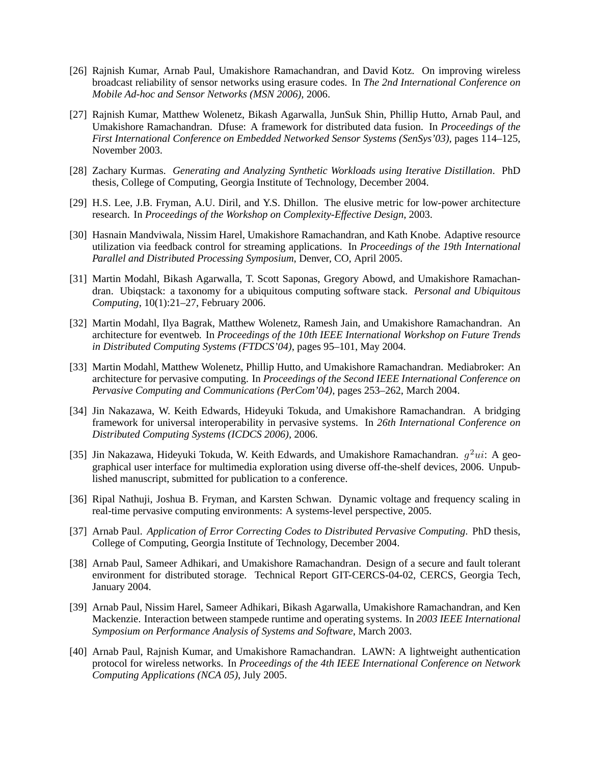[26] Rajnish Kumar, Arnab Paul, Umakishore Ramachandran, and David Kotz. On improving wireless broadcast reliability of sensor networks using erasure codes. In *The 2nd International Conference on Mobile Ad-hoc and Sensor Networks (MSN 2006)*, 2006.

[27] Rajnish Kumar, Matthew Wolenetz, Bikash Agarwalla, JunSuk Shin, Phillip Hutto, Arnab Paul, and Umakishore Ramachandran. Dfuse: A framework for distributed data fusion. In *Proceedings of the First International Conference on Embedded Networked Sensor Systems (SenSys'03)*, pages 114–125, November 2003.

[28] Zachary Kurmas. *Generating and Analyzing Synthetic Workloads using Iterative Distillation*. PhD thesis, College of Computing, Georgia Institute of Technology, December 2004.

[29] H.S. Lee, J.B. Fryman, A.U. Diril, and Y.S. Dhillon. The elusive metric for low-power architecture research. In *Proceedings of the Workshop on Complexity-Effective Design*, 2003.

[30] Hasnain Mandviwala, Nissim Harel, Umakishore Ramachandran, and Kath Knobe. Adaptive resource utilization via feedback control for streaming applications. In *Proceedings of the 19th International Parallel and Distributed Processing Symposium*, Denver, CO, April 2005.

[31] Martin Modahl, Bikash Agarwalla, T. Scott Saponas, Gregory Abowd, and Umakishore Ramachandran. Ubiqstack: a taxonomy for a ubiquitous computing software stack. *Personal and Ubiquitous Computing*, 10(1):21–27, February 2006.

[32] Martin Modahl, Ilya Bagrak, Matthew Wolenetz, Ramesh Jain, and Umakishore Ramachandran. An architecture for eventweb. In *Proceedings of the 10th IEEE International Workshop on Future Trends in Distributed Computing Systems (FTDCS'04)*, pages 95–101, May 2004.

[33] Martin Modahl, Matthew Wolenetz, Phillip Hutto, and Umakishore Ramachandran. Mediabroker: An architecture for pervasive computing. In *Proceedings of the Second IEEE International Conference on Pervasive Computing and Communications (PerCom'04)*, pages 253–262, March 2004.

[34] Jin Nakazawa, W. Keith Edwards, Hideyuki Tokuda, and Umakishore Ramachandran. A bridging framework for universal interoperability in pervasive systems. In *26th International Conference on Distributed Computing Systems (ICDCS 2006)*, 2006.

[35] Jin Nakazawa, Hideyuki Tokuda, W. Keith Edwards, and Umakishore Ramachandran. $g^2ui$: A geographical user interface for multimedia exploration using diverse off-the-shelf devices, 2006. Unpublished manuscript, submitted for publication to a conference.

[36] Ripal Nathuji, Joshua B. Fryman, and Karsten Schwan. Dynamic voltage and frequency scaling in real-time pervasive computing environments: A systems-level perspective, 2005.

[37] Arnab Paul. *Application of Error Correcting Codes to Distributed Pervasive Computing*. PhD thesis, College of Computing, Georgia Institute of Technology, December 2004.

[38] Arnab Paul, Sameer Adhikari, and Umakishore Ramachandran. Design of a secure and fault tolerant environment for distributed storage. Technical Report GIT-CERCS-04-02, CERCS, Georgia Tech, January 2004.

[39] Arnab Paul, Nissim Harel, Sameer Adhikari, Bikash Agarwalla, Umakishore Ramachandran, and Ken Mackenzie. Interaction between stampede runtime and operating systems. In *2003 IEEE International Symposium on Performance Analysis of Systems and Software*, March 2003.

[40] Arnab Paul, Rajnish Kumar, and Umakishore Ramachandran. LAWN: A lightweight authentication protocol for wireless networks. In *Proceedings of the 4th IEEE International Conference on Network Computing Applications (NCA 05)*, July 2005.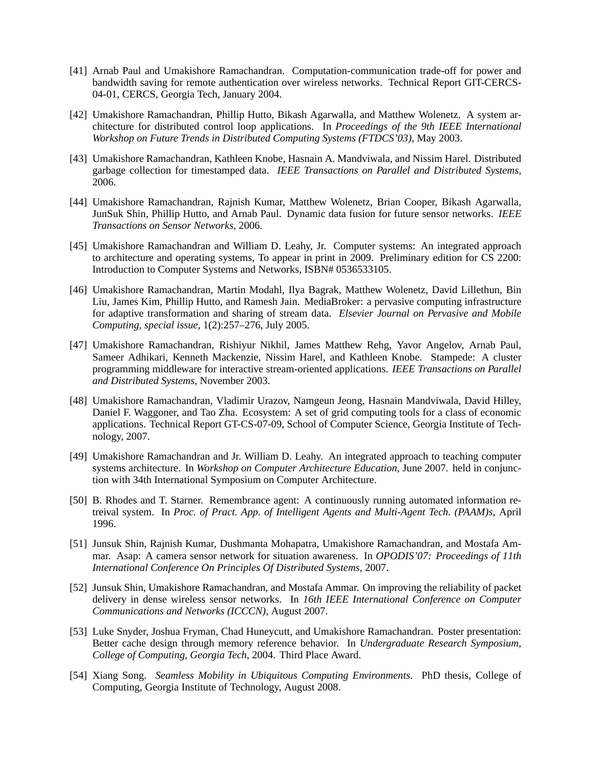[41] Arnab Paul and Umakishore Ramachandran. Computation-communication trade-off for power and bandwidth saving for remote authentication over wireless networks. Technical Report GIT-CERCS-04-01, CERCS, Georgia Tech, January 2004.

[42] Umakishore Ramachandran, Phillip Hutto, Bikash Agarwalla, and Matthew Wolenetz. A system architecture for distributed control loop applications. In *Proceedings of the 9th IEEE International Workshop on Future Trends in Distributed Computing Systems (FTDCS'03)*, May 2003.

[43] Umakishore Ramachandran, Kathleen Knobe, Hasnain A. Mandviwala, and Nissim Harel. Distributed garbage collection for timestamped data. *IEEE Transactions on Parallel and Distributed Systems*, 2006.

[44] Umakishore Ramachandran, Rajnish Kumar, Matthew Wolenetz, Brian Cooper, Bikash Agarwalla, JunSuk Shin, Phillip Hutto, and Arnab Paul. Dynamic data fusion for future sensor networks. *IEEE Transactions on Sensor Networks*, 2006.

[45] Umakishore Ramachandran and William D. Leahy, Jr. Computer systems: An integrated approach to architecture and operating systems, To appear in print in 2009. Preliminary edition for CS 2200: Introduction to Computer Systems and Networks, ISBN# 0536533105.

[46] Umakishore Ramachandran, Martin Modahl, Ilya Bagrak, Matthew Wolenetz, David Lillethun, Bin Liu, James Kim, Phillip Hutto, and Ramesh Jain. MediaBroker: a pervasive computing infrastructure for adaptive transformation and sharing of stream data. *Elsevier Journal on Pervasive and Mobile Computing, special issue*, 1(2):257–276, July 2005.

[47] Umakishore Ramachandran, Rishiyur Nikhil, James Matthew Rehg, Yavor Angelov, Arnab Paul, Sameer Adhikari, Kenneth Mackenzie, Nissim Harel, and Kathleen Knobe. Stampede: A cluster programming middleware for interactive stream-oriented applications. *IEEE Transactions on Parallel and Distributed Systems*, November 2003.

[48] Umakishore Ramachandran, Vladimir Urazov, Namgeun Jeong, Hasnain Mandviwala, David Hilley, Daniel F. Waggoner, and Tao Zha. Ecosystem: A set of grid computing tools for a class of economic applications. Technical Report GT-CS-07-09, School of Computer Science, Georgia Institute of Technology, 2007.

[49] Umakishore Ramachandran and Jr. William D. Leahy. An integrated approach to teaching computer systems architecture. In *Workshop on Computer Architecture Education*, June 2007. held in conjunction with 34th International Symposium on Computer Architecture.

[50] B. Rhodes and T. Starner. Remembrance agent: A continuously running automated information retreival system. In *Proc. of Pract. App. of Intelligent Agents and Multi-Agent Tech. (PAAM)s*, April 1996.

[51] Junsuk Shin, Rajnish Kumar, Dushmanta Mohapatra, Umakishore Ramachandran, and Mostafa Ammar. Asap: A camera sensor network for situation awareness. In *OPODIS'07: Proceedings of 11th International Conference On Principles Of Distributed Systems*, 2007.

[52] Junsuk Shin, Umakishore Ramachandran, and Mostafa Ammar. On improving the reliability of packet delivery in dense wireless sensor networks. In *16th IEEE International Conference on Computer Communications and Networks (ICCCN)*, August 2007.

[53] Luke Snyder, Joshua Fryman, Chad Huneycutt, and Umakishore Ramachandran. Poster presentation: Better cache design through memory reference behavior. In *Undergraduate Research Symposium, College of Computing, Georgia Tech*, 2004. Third Place Award.

[54] Xiang Song. *Seamless Mobility in Ubiquitous Computing Environments*. PhD thesis, College of Computing, Georgia Institute of Technology, August 2008.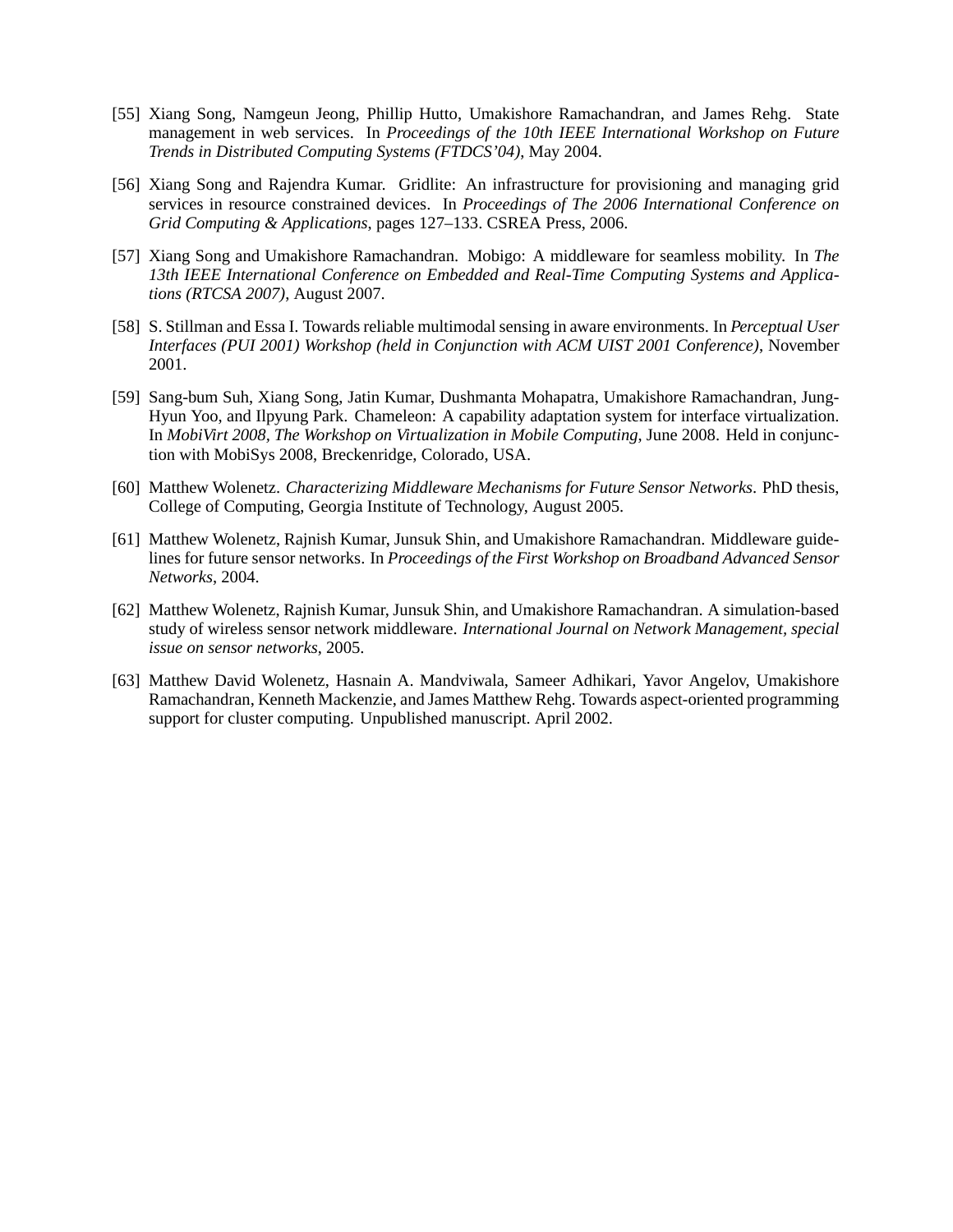[55] Xiang Song, Namgeun Jeong, Phillip Hutto, Umakishore Ramachandran, and James Rehg. State management in web services. In *Proceedings of the 10th IEEE International Workshop on Future Trends in Distributed Computing Systems (FTDCS'04)*, May 2004.

[56] Xiang Song and Rajendra Kumar. Gridlite: An infrastructure for provisioning and managing grid services in resource constrained devices. In *Proceedings of The 2006 International Conference on Grid Computing & Applications*, pages 127–133. CSREA Press, 2006.

[57] Xiang Song and Umakishore Ramachandran. Mobigo: A middleware for seamless mobility. In *The 13th IEEE International Conference on Embedded and Real-Time Computing Systems and Applications (RTCSA 2007)*, August 2007.

[58] S. Stillman and Essa I. Towards reliable multimodal sensing in aware environments. In *Perceptual User Interfaces (PUI 2001) Workshop (held in Conjunction with ACM UIST 2001 Conference)*, November 2001.

[59] Sang-bum Suh, Xiang Song, Jatin Kumar, Dushmanta Mohapatra, Umakishore Ramachandran, Jung-Hyun Yoo, and Ilpyung Park. Chameleon: A capability adaptation system for interface virtualization. In *MobiVirt 2008, The Workshop on Virtualization in Mobile Computing*, June 2008. Held in conjunction with MobiSys 2008, Breckenridge, Colorado, USA.

[60] Matthew Wolenetz. *Characterizing Middleware Mechanisms for Future Sensor Networks*. PhD thesis, College of Computing, Georgia Institute of Technology, August 2005.

[61] Matthew Wolenetz, Rajnish Kumar, Junsuk Shin, and Umakishore Ramachandran. Middleware guidelines for future sensor networks. In *Proceedings of the First Workshop on Broadband Advanced Sensor Networks*, 2004.

[62] Matthew Wolenetz, Rajnish Kumar, Junsuk Shin, and Umakishore Ramachandran. A simulation-based study of wireless sensor network middleware. *International Journal on Network Management, special issue on sensor networks*, 2005.

[63] Matthew David Wolenetz, Hasnain A. Mandviwala, Sameer Adhikari, Yavor Angelov, Umakishore Ramachandran, Kenneth Mackenzie, and James Matthew Rehg. Towards aspect-oriented programming support for cluster computing. Unpublished manuscript. April 2002.